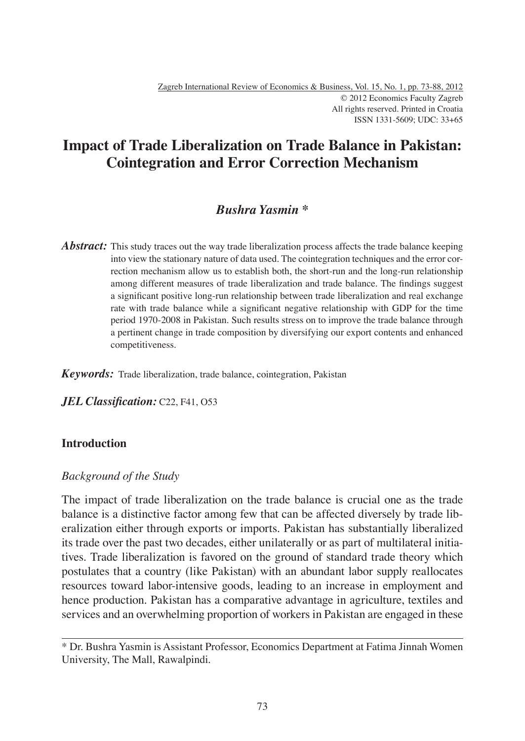# Impact of Trade Liberalization on Trade Balance in Pakistan: Cointegration and Error Correction Mechanism

***Bushra Yasmin \****

***Abstract:*** This study traces out the way trade liberalization process affects the trade balance keeping into view the stationary nature of data used. The cointegration techniques and the error correction mechanism allow us to establish both, the short-run and the long-run relationship among different measures of trade liberalization and trade balance. The findings suggest a significant positive long-run relationship between trade liberalization and real exchange rate with trade balance while a significant negative relationship with GDP for the time period 1970-2008 in Pakistan. Such results stress on to improve the trade balance through a pertinent change in trade composition by diversifying our export contents and enhanced competitiveness.

***Keywords:*** Trade liberalization, trade balance, cointegration, Pakistan

***JEL Classification:*** C22, F41, O53

## Introduction

### *Background of the Study*

The impact of trade liberalization on the trade balance is crucial one as the trade balance is a distinctive factor among few that can be affected diversely by trade liberalization either through exports or imports. Pakistan has substantially liberalized its trade over the past two decades, either unilaterally or as part of multilateral initiatives. Trade liberalization is favored on the ground of standard trade theory which postulates that a country (like Pakistan) with an abundant labor supply reallocates resources toward labor-intensive goods, leading to an increase in employment and hence production. Pakistan has a comparative advantage in agriculture, textiles and services and an overwhelming proportion of workers in Pakistan are engaged in these

\* Dr. Bushra Yasmin is Assistant Professor, Economics Department at Fatima Jinnah Women University, The Mall, Rawalpindi.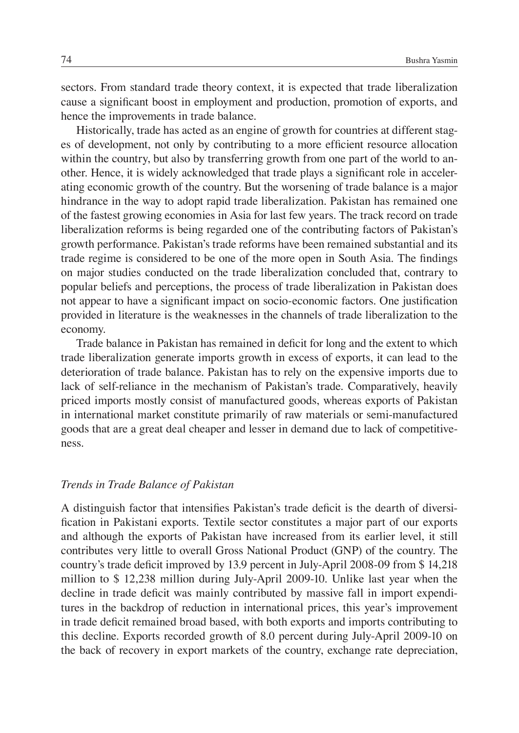sectors. From standard trade theory context, it is expected that trade liberalization cause a significant boost in employment and production, promotion of exports, and hence the improvements in trade balance.

Historically, trade has acted as an engine of growth for countries at different stages of development, not only by contributing to a more efficient resource allocation within the country, but also by transferring growth from one part of the world to another. Hence, it is widely acknowledged that trade plays a significant role in accelerating economic growth of the country. But the worsening of trade balance is a major hindrance in the way to adopt rapid trade liberalization. Pakistan has remained one of the fastest growing economies in Asia for last few years. The track record on trade liberalization reforms is being regarded one of the contributing factors of Pakistan's growth performance. Pakistan's trade reforms have been remained substantial and its trade regime is considered to be one of the more open in South Asia. The findings on major studies conducted on the trade liberalization concluded that, contrary to popular beliefs and perceptions, the process of trade liberalization in Pakistan does not appear to have a significant impact on socio-economic factors. One justification provided in literature is the weaknesses in the channels of trade liberalization to the economy.

Trade balance in Pakistan has remained in deficit for long and the extent to which trade liberalization generate imports growth in excess of exports, it can lead to the deterioration of trade balance. Pakistan has to rely on the expensive imports due to lack of self-reliance in the mechanism of Pakistan's trade. Comparatively, heavily priced imports mostly consist of manufactured goods, whereas exports of Pakistan in international market constitute primarily of raw materials or semi-manufactured goods that are a great deal cheaper and lesser in demand due to lack of competitiveness.

### *Trends in Trade Balance of Pakistan*

A distinguish factor that intensifies Pakistan's trade deficit is the dearth of diversification in Pakistani exports. Textile sector constitutes a major part of our exports and although the exports of Pakistan have increased from its earlier level, it still contributes very little to overall Gross National Product (GNP) of the country. The country's trade deficit improved by 13.9 percent in July-April 2008-09 from $ 14,218 million to $ 12,238 million during July-April 2009-10. Unlike last year when the decline in trade deficit was mainly contributed by massive fall in import expenditures in the backdrop of reduction in international prices, this year's improvement in trade deficit remained broad based, with both exports and imports contributing to this decline. Exports recorded growth of 8.0 percent during July-April 2009-10 on the back of recovery in export markets of the country, exchange rate depreciation,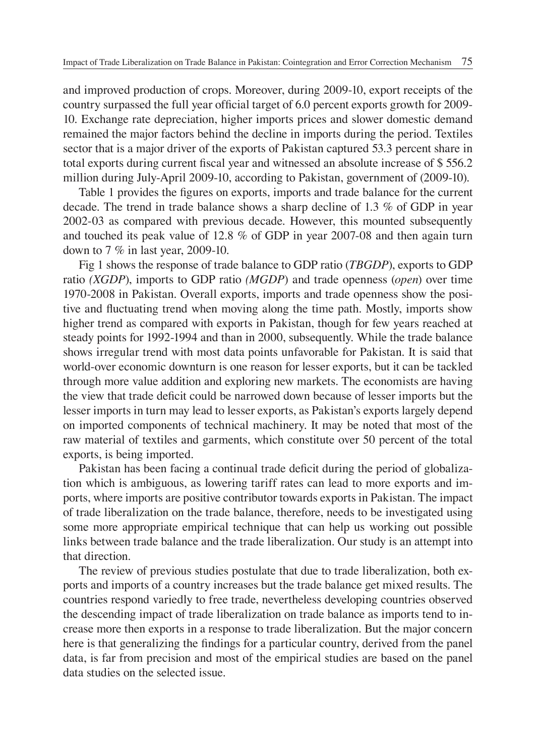and improved production of crops. Moreover, during 2009-10, export receipts of the country surpassed the full year official target of 6.0 percent exports growth for 2009-10. Exchange rate depreciation, higher imports prices and slower domestic demand remained the major factors behind the decline in imports during the period. Textiles sector that is a major driver of the exports of Pakistan captured 53.3 percent share in total exports during current fiscal year and witnessed an absolute increase of $ 556.2 million during July-April 2009-10, according to Pakistan, government of (2009-10).

Table 1 provides the figures on exports, imports and trade balance for the current decade. The trend in trade balance shows a sharp decline of 1.3 % of GDP in year 2002-03 as compared with previous decade. However, this mounted subsequently and touched its peak value of 12.8 % of GDP in year 2007-08 and then again turn down to 7 % in last year, 2009-10.

Fig 1 shows the response of trade balance to GDP ratio (*TBGDP*), exports to GDP ratio *(XGDP*), imports to GDP ratio *(MGDP*) and trade openness (*open*) over time 1970-2008 in Pakistan. Overall exports, imports and trade openness show the positive and fluctuating trend when moving along the time path. Mostly, imports show higher trend as compared with exports in Pakistan, though for few years reached at steady points for 1992-1994 and than in 2000, subsequently. While the trade balance shows irregular trend with most data points unfavorable for Pakistan. It is said that world-over economic downturn is one reason for lesser exports, but it can be tackled through more value addition and exploring new markets. The economists are having the view that trade deficit could be narrowed down because of lesser imports but the lesser imports in turn may lead to lesser exports, as Pakistan's exports largely depend on imported components of technical machinery. It may be noted that most of the raw material of textiles and garments, which constitute over 50 percent of the total exports, is being imported.

Pakistan has been facing a continual trade deficit during the period of globalization which is ambiguous, as lowering tariff rates can lead to more exports and imports, where imports are positive contributor towards exports in Pakistan. The impact of trade liberalization on the trade balance, therefore, needs to be investigated using some more appropriate empirical technique that can help us working out possible links between trade balance and the trade liberalization. Our study is an attempt into that direction.

The review of previous studies postulate that due to trade liberalization, both exports and imports of a country increases but the trade balance get mixed results. The countries respond variedly to free trade, nevertheless developing countries observed the descending impact of trade liberalization on trade balance as imports tend to increase more then exports in a response to trade liberalization. But the major concern here is that generalizing the findings for a particular country, derived from the panel data, is far from precision and most of the empirical studies are based on the panel data studies on the selected issue.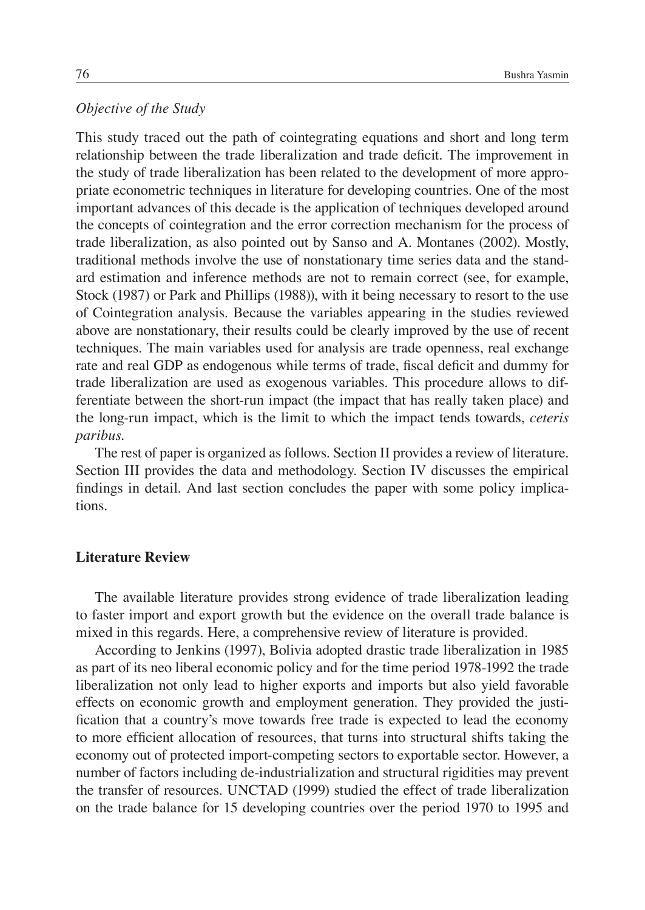*Objective of the Study*

This study traced out the path of cointegrating equations and short and long term relationship between the trade liberalization and trade deficit. The improvement in the study of trade liberalization has been related to the development of more appropriate econometric techniques in literature for developing countries. One of the most important advances of this decade is the application of techniques developed around the concepts of cointegration and the error correction mechanism for the process of trade liberalization, as also pointed out by Sanso and A. Montanes (2002). Mostly, traditional methods involve the use of nonstationary time series data and the standard estimation and inference methods are not to remain correct (see, for example, Stock (1987) or Park and Phillips (1988)), with it being necessary to resort to the use of Cointegration analysis. Because the variables appearing in the studies reviewed above are nonstationary, their results could be clearly improved by the use of recent techniques. The main variables used for analysis are trade openness, real exchange rate and real GDP as endogenous while terms of trade, fiscal deficit and dummy for trade liberalization are used as exogenous variables. This procedure allows to differentiate between the short-run impact (the impact that has really taken place) and the long-run impact, which is the limit to which the impact tends towards, *ceteris paribus.*

The rest of paper is organized as follows. Section II provides a review of literature. Section III provides the data and methodology. Section IV discusses the empirical findings in detail. And last section concludes the paper with some policy implications.

## Literature Review

The available literature provides strong evidence of trade liberalization leading to faster import and export growth but the evidence on the overall trade balance is mixed in this regards. Here, a comprehensive review of literature is provided.

According to Jenkins (1997), Bolivia adopted drastic trade liberalization in 1985 as part of its neo liberal economic policy and for the time period 1978-1992 the trade liberalization not only lead to higher exports and imports but also yield favorable effects on economic growth and employment generation. They provided the justification that a country's move towards free trade is expected to lead the economy to more efficient allocation of resources, that turns into structural shifts taking the economy out of protected import-competing sectors to exportable sector. However, a number of factors including de-industrialization and structural rigidities may prevent the transfer of resources. UNCTAD (1999) studied the effect of trade liberalization on the trade balance for 15 developing countries over the period 1970 to 1995 and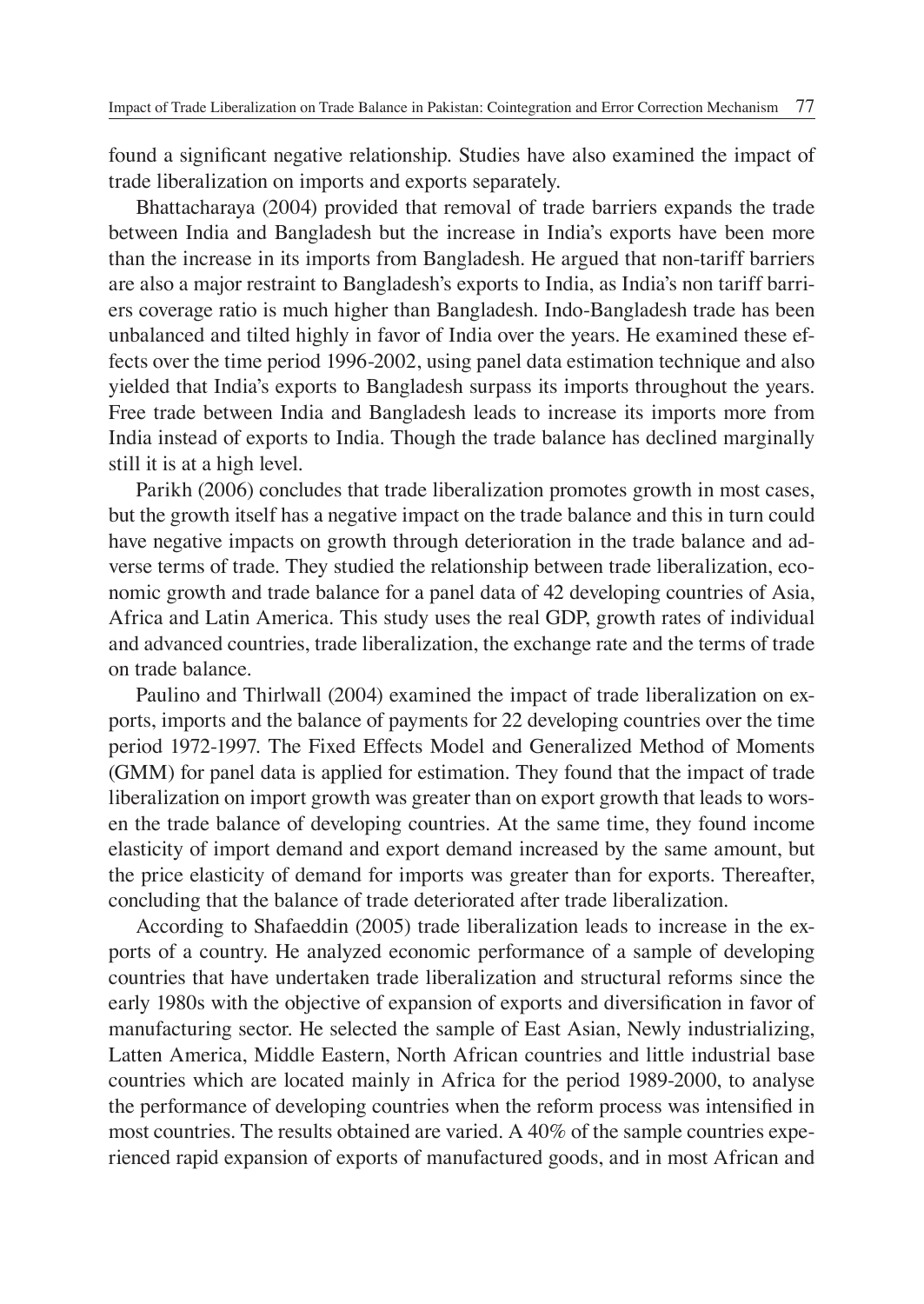found a significant negative relationship. Studies have also examined the impact of trade liberalization on imports and exports separately.

Bhattacharaya (2004) provided that removal of trade barriers expands the trade between India and Bangladesh but the increase in India's exports have been more than the increase in its imports from Bangladesh. He argued that non-tariff barriers are also a major restraint to Bangladesh's exports to India, as India's non tariff barriers coverage ratio is much higher than Bangladesh. Indo-Bangladesh trade has been unbalanced and tilted highly in favor of India over the years. He examined these effects over the time period 1996-2002, using panel data estimation technique and also yielded that India's exports to Bangladesh surpass its imports throughout the years. Free trade between India and Bangladesh leads to increase its imports more from India instead of exports to India. Though the trade balance has declined marginally still it is at a high level.

Parikh (2006) concludes that trade liberalization promotes growth in most cases, but the growth itself has a negative impact on the trade balance and this in turn could have negative impacts on growth through deterioration in the trade balance and adverse terms of trade. They studied the relationship between trade liberalization, economic growth and trade balance for a panel data of 42 developing countries of Asia, Africa and Latin America. This study uses the real GDP, growth rates of individual and advanced countries, trade liberalization, the exchange rate and the terms of trade on trade balance.

Paulino and Thirlwall (2004) examined the impact of trade liberalization on exports, imports and the balance of payments for 22 developing countries over the time period 1972-1997. The Fixed Effects Model and Generalized Method of Moments (GMM) for panel data is applied for estimation. They found that the impact of trade liberalization on import growth was greater than on export growth that leads to worsen the trade balance of developing countries. At the same time, they found income elasticity of import demand and export demand increased by the same amount, but the price elasticity of demand for imports was greater than for exports. Thereafter, concluding that the balance of trade deteriorated after trade liberalization.

According to Shafaeddin (2005) trade liberalization leads to increase in the exports of a country. He analyzed economic performance of a sample of developing countries that have undertaken trade liberalization and structural reforms since the early 1980s with the objective of expansion of exports and diversification in favor of manufacturing sector. He selected the sample of East Asian, Newly industrializing, Latten America, Middle Eastern, North African countries and little industrial base countries which are located mainly in Africa for the period 1989-2000, to analyse the performance of developing countries when the reform process was intensified in most countries. The results obtained are varied. A 40% of the sample countries experienced rapid expansion of exports of manufactured goods, and in most African and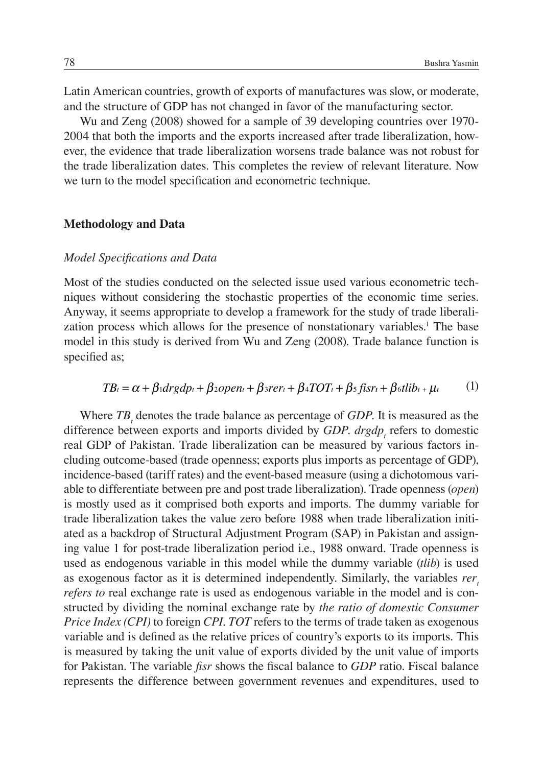Latin American countries, growth of exports of manufactures was slow, or moderate, and the structure of GDP has not changed in favor of the manufacturing sector.

Wu and Zeng (2008) showed for a sample of 39 developing countries over 1970-2004 that both the imports and the exports increased after trade liberalization, however, the evidence that trade liberalization worsens trade balance was not robust for the trade liberalization dates. This completes the review of relevant literature. Now we turn to the model specification and econometric technique.

## Methodology and Data

### *Model Specifications and Data*

Most of the studies conducted on the selected issue used various econometric techniques without considering the stochastic properties of the economic time series. Anyway, it seems appropriate to develop a framework for the study of trade liberalization process which allows for the presence of nonstationary variables.[1] The base model in this study is derived from Wu and Zeng (2008). Trade balance function is specified as;

$$TB_t = \alpha + \beta_1 drgdp_t + \beta_2 open_t + \beta_3 rer_t + \beta_4 TOT_t + \beta_5 fisr_t + \beta_6 tlib_t + \mu_t \qquad (1)$$

Where $TB_t$ denotes the trade balance as percentage of *GDP*. It is measured as the difference between exports and imports divided by *GDP*. $drgdp_t$ refers to domestic real GDP of Pakistan. Trade liberalization can be measured by various factors including outcome-based (trade openness; exports plus imports as percentage of GDP), incidence-based (tariff rates) and the event-based measure (using a dichotomous variable to differentiate between pre and post trade liberalization). Trade openness (*open*) is mostly used as it comprised both exports and imports. The dummy variable for trade liberalization takes the value zero before 1988 when trade liberalization initiated as a backdrop of Structural Adjustment Program (SAP) in Pakistan and assigning value 1 for post-trade liberalization period i.e., 1988 onward. Trade openness is used as endogenous variable in this model while the dummy variable (*tlib*) is used as exogenous factor as it is determined independently. Similarly, the variables $rer_t$ *refers to* real exchange rate is used as endogenous variable in the model and is constructed by dividing the nominal exchange rate by *the ratio of domestic Consumer Price Index (CPI)* to foreign *CPI*. *TOT* refers to the terms of trade taken as exogenous variable and is defined as the relative prices of country's exports to its imports. This is measured by taking the unit value of exports divided by the unit value of imports for Pakistan. The variable *fisr* shows the fiscal balance to *GDP* ratio. Fiscal balance represents the difference between government revenues and expenditures, used to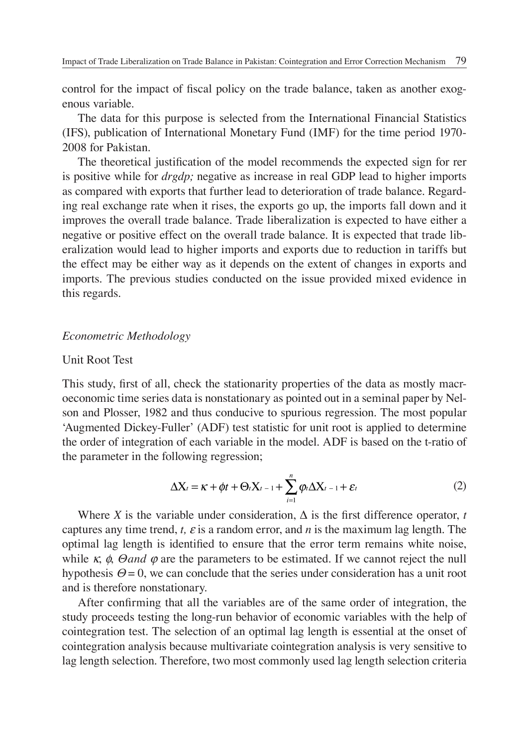control for the impact of fiscal policy on the trade balance, taken as another exogenous variable.

The data for this purpose is selected from the International Financial Statistics (IFS), publication of International Monetary Fund (IMF) for the time period 1970-2008 for Pakistan.

The theoretical justification of the model recommends the expected sign for rer is positive while for *drgdp;* negative as increase in real GDP lead to higher imports as compared with exports that further lead to deterioration of trade balance. Regarding real exchange rate when it rises, the exports go up, the imports fall down and it improves the overall trade balance. Trade liberalization is expected to have either a negative or positive effect on the overall trade balance. It is expected that trade liberalization would lead to higher imports and exports due to reduction in tariffs but the effect may be either way as it depends on the extent of changes in exports and imports. The previous studies conducted on the issue provided mixed evidence in this regards.

### *Econometric Methodology*

#### Unit Root Test

This study, first of all, check the stationarity properties of the data as mostly macroeconomic time series data is nonstationary as pointed out in a seminal paper by Nelson and Plosser, 1982 and thus conducive to spurious regression. The most popular 'Augmented Dickey-Fuller' (ADF) test statistic for unit root is applied to determine the order of integration of each variable in the model. ADF is based on the t-ratio of the parameter in the following regression;

$$\Delta X_t = \kappa + \phi t + \Theta_t X_{t-1} + \sum_{i=1}^{n} \varphi_t \Delta X_{t-1} + \varepsilon_t \tag{2}$$

Where $X$ is the variable under consideration, $\Delta$ is the first difference operator, $t$ captures any time trend, $t$, $\varepsilon$ is a random error, and $n$ is the maximum lag length. The optimal lag length is identified to ensure that the error term remains white noise, while $\kappa$, $\phi$, $\Theta$ *and* $\varphi$ are the parameters to be estimated. If we cannot reject the null hypothesis $\Theta = 0$, we can conclude that the series under consideration has a unit root and is therefore nonstationary.

After confirming that all the variables are of the same order of integration, the study proceeds testing the long-run behavior of economic variables with the help of cointegration test. The selection of an optimal lag length is essential at the onset of cointegration analysis because multivariate cointegration analysis is very sensitive to lag length selection. Therefore, two most commonly used lag length selection criteria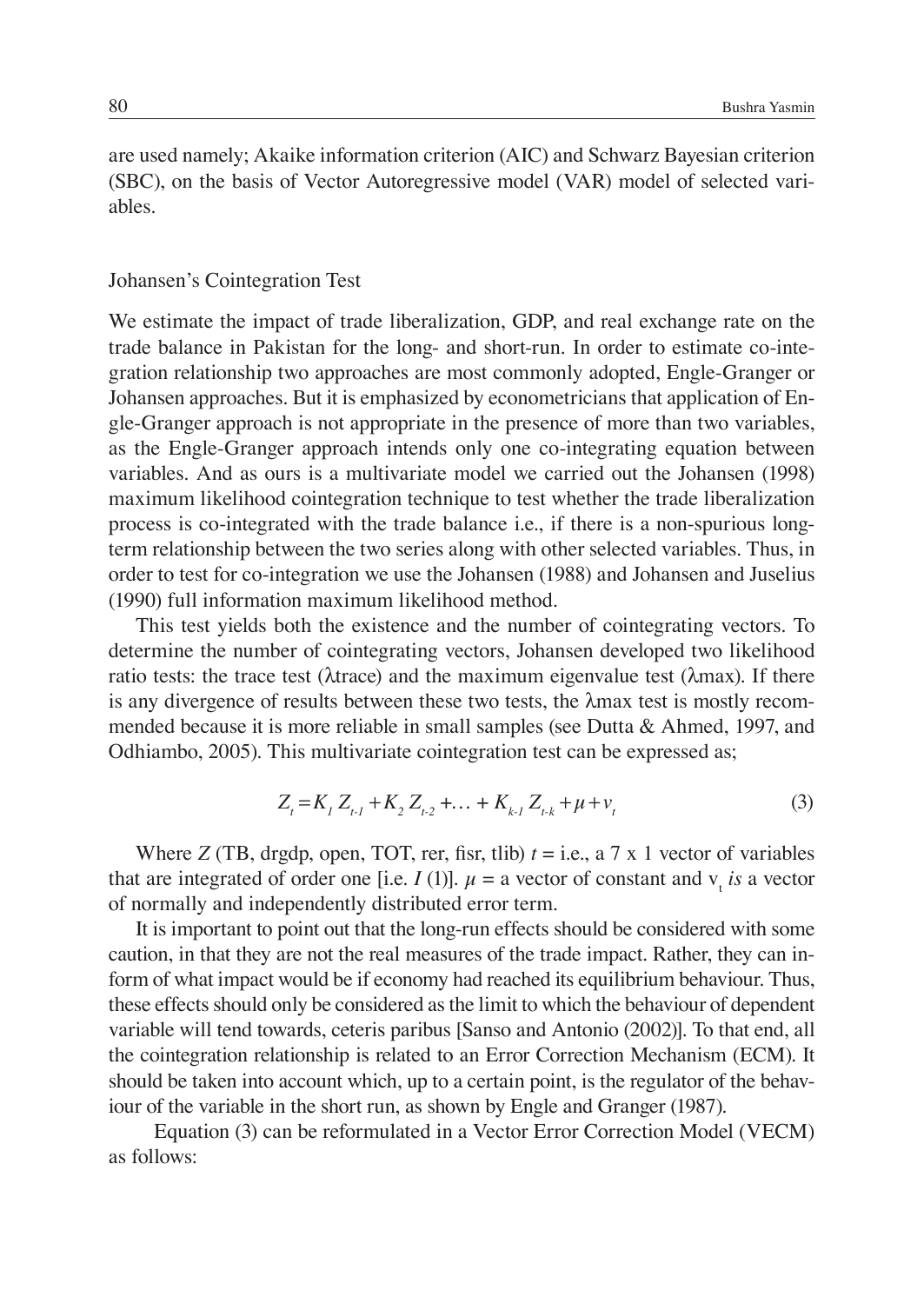are used namely; Akaike information criterion (AIC) and Schwarz Bayesian criterion (SBC), on the basis of Vector Autoregressive model (VAR) model of selected variables.

## Johansen's Cointegration Test

We estimate the impact of trade liberalization, GDP, and real exchange rate on the trade balance in Pakistan for the long- and short-run. In order to estimate co-integration relationship two approaches are most commonly adopted, Engle-Granger or Johansen approaches. But it is emphasized by econometricians that application of Engle-Granger approach is not appropriate in the presence of more than two variables, as the Engle-Granger approach intends only one co-integrating equation between variables. And as ours is a multivariate model we carried out the Johansen (1998) maximum likelihood cointegration technique to test whether the trade liberalization process is co-integrated with the trade balance i.e., if there is a non-spurious long-term relationship between the two series along with other selected variables. Thus, in order to test for co-integration we use the Johansen (1988) and Johansen and Juselius (1990) full information maximum likelihood method.

This test yields both the existence and the number of cointegrating vectors. To determine the number of cointegrating vectors, Johansen developed two likelihood ratio tests: the trace test ($\lambda$trace) and the maximum eigenvalue test ($\lambda$max). If there is any divergence of results between these two tests, the $\lambda$max test is mostly recommended because it is more reliable in small samples (see Dutta & Ahmed, 1997, and Odhiambo, 2005). This multivariate cointegration test can be expressed as;

$$Z_t = K_1 Z_{t-1} + K_2 Z_{t-2} + \ldots + K_{k-1} Z_{t-k} + \mu + v_t \tag{3}$$

Where *Z* (TB, drgdp, open, TOT, rer, fisr, tlib) $t$ = i.e., a 7 x 1 vector of variables that are integrated of order one [i.e. $I$ (1)]. $\mu$ = a vector of constant and $v_t$ *is* a vector of normally and independently distributed error term.

It is important to point out that the long-run effects should be considered with some caution, in that they are not the real measures of the trade impact. Rather, they can inform of what impact would be if economy had reached its equilibrium behaviour. Thus, these effects should only be considered as the limit to which the behaviour of dependent variable will tend towards, ceteris paribus [Sanso and Antonio (2002)]. To that end, all the cointegration relationship is related to an Error Correction Mechanism (ECM). It should be taken into account which, up to a certain point, is the regulator of the behaviour of the variable in the short run, as shown by Engle and Granger (1987).

Equation (3) can be reformulated in a Vector Error Correction Model (VECM) as follows: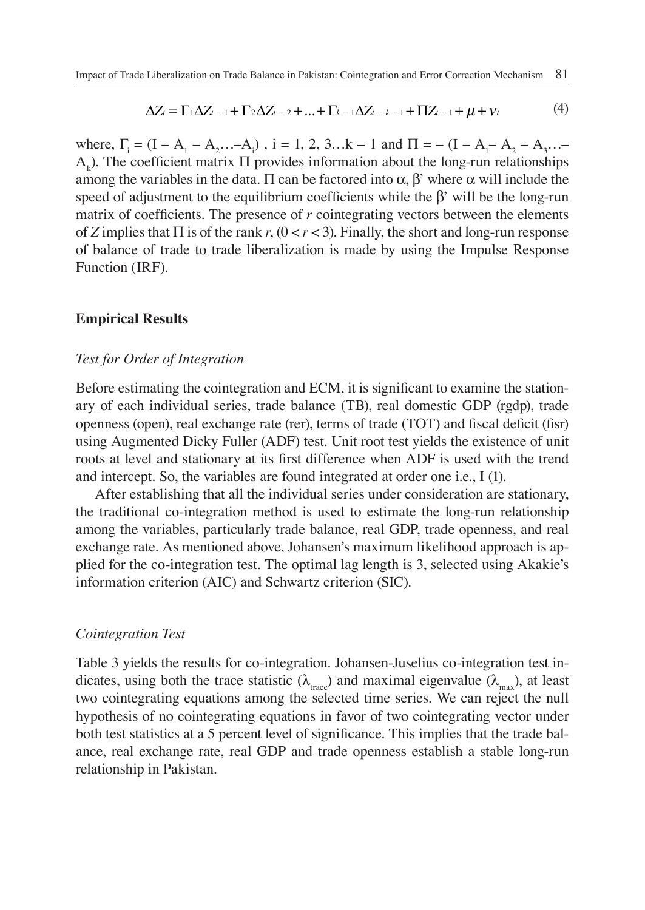$$\Delta Z_t = \Gamma_1 \Delta Z_{t-1} + \Gamma_2 \Delta Z_{t-2} + ... + \Gamma_{k-1} \Delta Z_{t-k-1} + \Pi Z_{t-1} + \mu + v_t \tag{4}$$

where, $\Gamma_i = (I - A_1 - A_2 ... - A_i)$ , i = 1, 2, 3…k – 1 and $\Pi = -(I - A_1 - A_2 - A_3 ... - A_k)$. The coefficient matrix Π provides information about the long-run relationships among the variables in the data. Π can be factored into α, β' where α will include the speed of adjustment to the equilibrium coefficients while the β' will be the long-run matrix of coefficients. The presence of *r* cointegrating vectors between the elements of *Z* implies that Π is of the rank *r*, $(0 < r < 3)$. Finally, the short and long-run response of balance of trade to trade liberalization is made by using the Impulse Response Function (IRF).

## Empirical Results

### *Test for Order of Integration*

Before estimating the cointegration and ECM, it is significant to examine the stationary of each individual series, trade balance (TB), real domestic GDP (rgdp), trade openness (open), real exchange rate (rer), terms of trade (TOT) and fiscal deficit (fisr) using Augmented Dicky Fuller (ADF) test. Unit root test yields the existence of unit roots at level and stationary at its first difference when ADF is used with the trend and intercept. So, the variables are found integrated at order one i.e., I (1).

After establishing that all the individual series under consideration are stationary, the traditional co-integration method is used to estimate the long-run relationship among the variables, particularly trade balance, real GDP, trade openness, and real exchange rate. As mentioned above, Johansen's maximum likelihood approach is applied for the co-integration test. The optimal lag length is 3, selected using Akakie's information criterion (AIC) and Schwartz criterion (SIC).

### *Cointegration Test*

Table 3 yields the results for co-integration. Johansen-Juselius co-integration test indicates, using both the trace statistic ($\lambda_{trace}$) and maximal eigenvalue ($\lambda_{max}$), at least two cointegrating equations among the selected time series. We can reject the null hypothesis of no cointegrating equations in favor of two cointegrating vector under both test statistics at a 5 percent level of significance. This implies that the trade balance, real exchange rate, real GDP and trade openness establish a stable long-run relationship in Pakistan.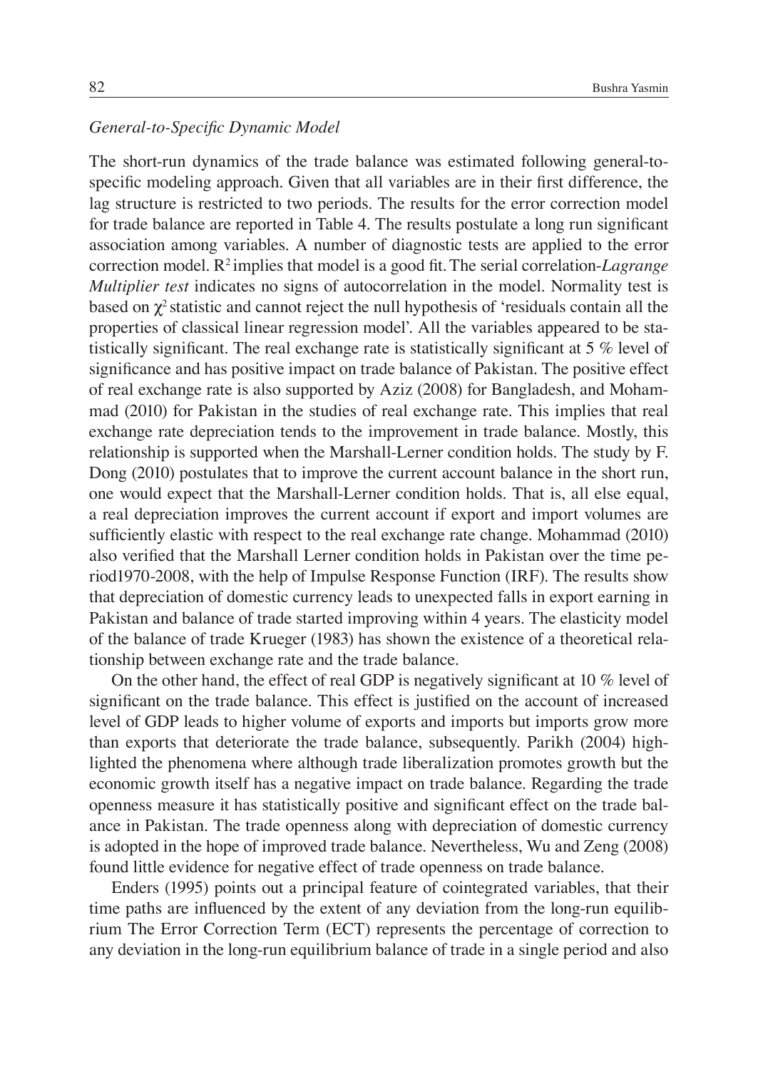*General-to-Specific Dynamic Model*

The short-run dynamics of the trade balance was estimated following general-to-specific modeling approach. Given that all variables are in their first difference, the lag structure is restricted to two periods. The results for the error correction model for trade balance are reported in Table 4. The results postulate a long run significant association among variables. A number of diagnostic tests are applied to the error correction model. $R^2$ implies that model is a good fit. The serial correlation-*Lagrange Multiplier test* indicates no signs of autocorrelation in the model. Normality test is based on $\chi^2$ statistic and cannot reject the null hypothesis of 'residuals contain all the properties of classical linear regression model'. All the variables appeared to be statistically significant. The real exchange rate is statistically significant at 5 % level of significance and has positive impact on trade balance of Pakistan. The positive effect of real exchange rate is also supported by Aziz (2008) for Bangladesh, and Mohammad (2010) for Pakistan in the studies of real exchange rate. This implies that real exchange rate depreciation tends to the improvement in trade balance. Mostly, this relationship is supported when the Marshall-Lerner condition holds. The study by F. Dong (2010) postulates that to improve the current account balance in the short run, one would expect that the Marshall-Lerner condition holds. That is, all else equal, a real depreciation improves the current account if export and import volumes are sufficiently elastic with respect to the real exchange rate change. Mohammad (2010) also verified that the Marshall Lerner condition holds in Pakistan over the time period1970-2008, with the help of Impulse Response Function (IRF). The results show that depreciation of domestic currency leads to unexpected falls in export earning in Pakistan and balance of trade started improving within 4 years. The elasticity model of the balance of trade Krueger (1983) has shown the existence of a theoretical relationship between exchange rate and the trade balance.

On the other hand, the effect of real GDP is negatively significant at 10 % level of significant on the trade balance. This effect is justified on the account of increased level of GDP leads to higher volume of exports and imports but imports grow more than exports that deteriorate the trade balance, subsequently. Parikh (2004) highlighted the phenomena where although trade liberalization promotes growth but the economic growth itself has a negative impact on trade balance. Regarding the trade openness measure it has statistically positive and significant effect on the trade balance in Pakistan. The trade openness along with depreciation of domestic currency is adopted in the hope of improved trade balance. Nevertheless, Wu and Zeng (2008) found little evidence for negative effect of trade openness on trade balance.

Enders (1995) points out a principal feature of cointegrated variables, that their time paths are influenced by the extent of any deviation from the long-run equilibrium The Error Correction Term (ECT) represents the percentage of correction to any deviation in the long-run equilibrium balance of trade in a single period and also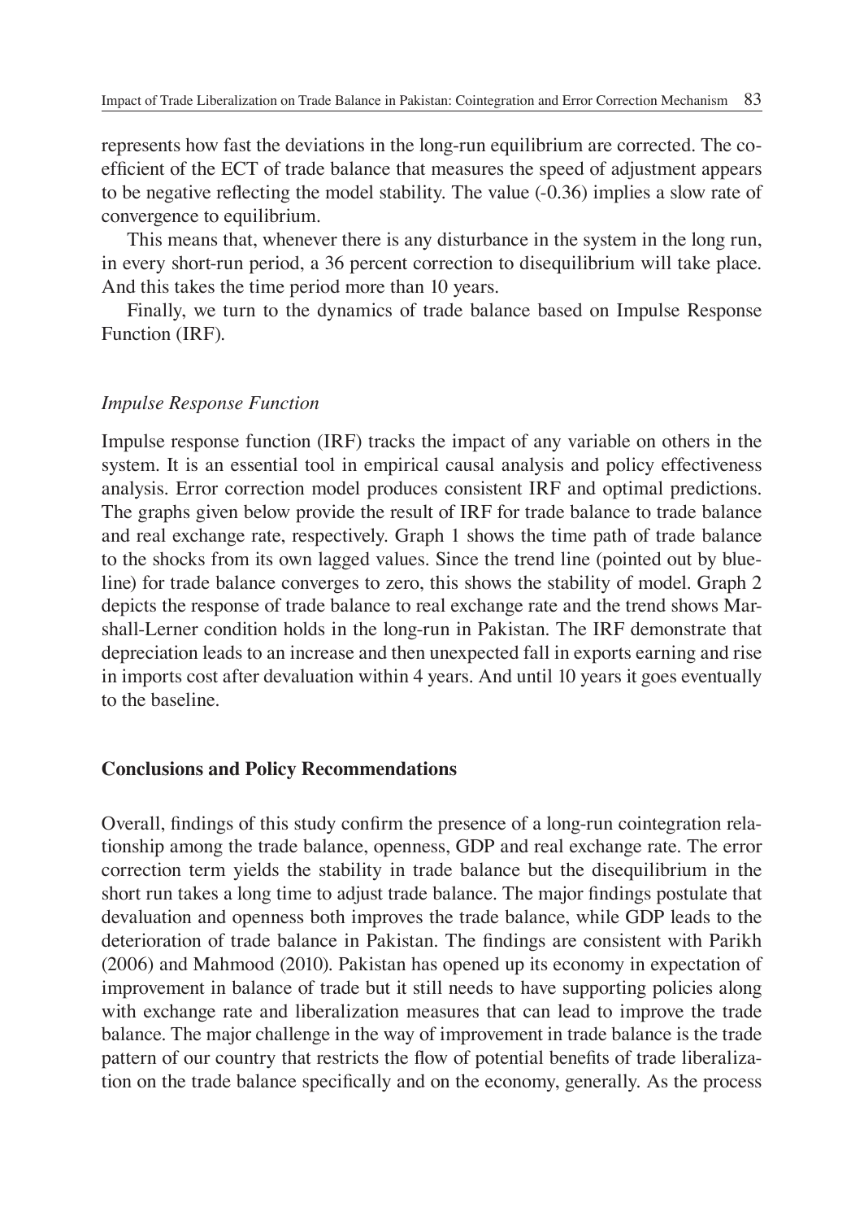represents how fast the deviations in the long-run equilibrium are corrected. The coefficient of the ECT of trade balance that measures the speed of adjustment appears to be negative reflecting the model stability. The value (-0.36) implies a slow rate of convergence to equilibrium.

This means that, whenever there is any disturbance in the system in the long run, in every short-run period, a 36 percent correction to disequilibrium will take place. And this takes the time period more than 10 years.

Finally, we turn to the dynamics of trade balance based on Impulse Response Function (IRF).

### *Impulse Response Function*

Impulse response function (IRF) tracks the impact of any variable on others in the system. It is an essential tool in empirical causal analysis and policy effectiveness analysis. Error correction model produces consistent IRF and optimal predictions. The graphs given below provide the result of IRF for trade balance to trade balance and real exchange rate, respectively. Graph 1 shows the time path of trade balance to the shocks from its own lagged values. Since the trend line (pointed out by blue-line) for trade balance converges to zero, this shows the stability of model. Graph 2 depicts the response of trade balance to real exchange rate and the trend shows Marshall-Lerner condition holds in the long-run in Pakistan. The IRF demonstrate that depreciation leads to an increase and then unexpected fall in exports earning and rise in imports cost after devaluation within 4 years. And until 10 years it goes eventually to the baseline.

## **Conclusions and Policy Recommendations**

Overall, findings of this study confirm the presence of a long-run cointegration relationship among the trade balance, openness, GDP and real exchange rate. The error correction term yields the stability in trade balance but the disequilibrium in the short run takes a long time to adjust trade balance. The major findings postulate that devaluation and openness both improves the trade balance, while GDP leads to the deterioration of trade balance in Pakistan. The findings are consistent with Parikh (2006) and Mahmood (2010). Pakistan has opened up its economy in expectation of improvement in balance of trade but it still needs to have supporting policies along with exchange rate and liberalization measures that can lead to improve the trade balance. The major challenge in the way of improvement in trade balance is the trade pattern of our country that restricts the flow of potential benefits of trade liberalization on the trade balance specifically and on the economy, generally. As the process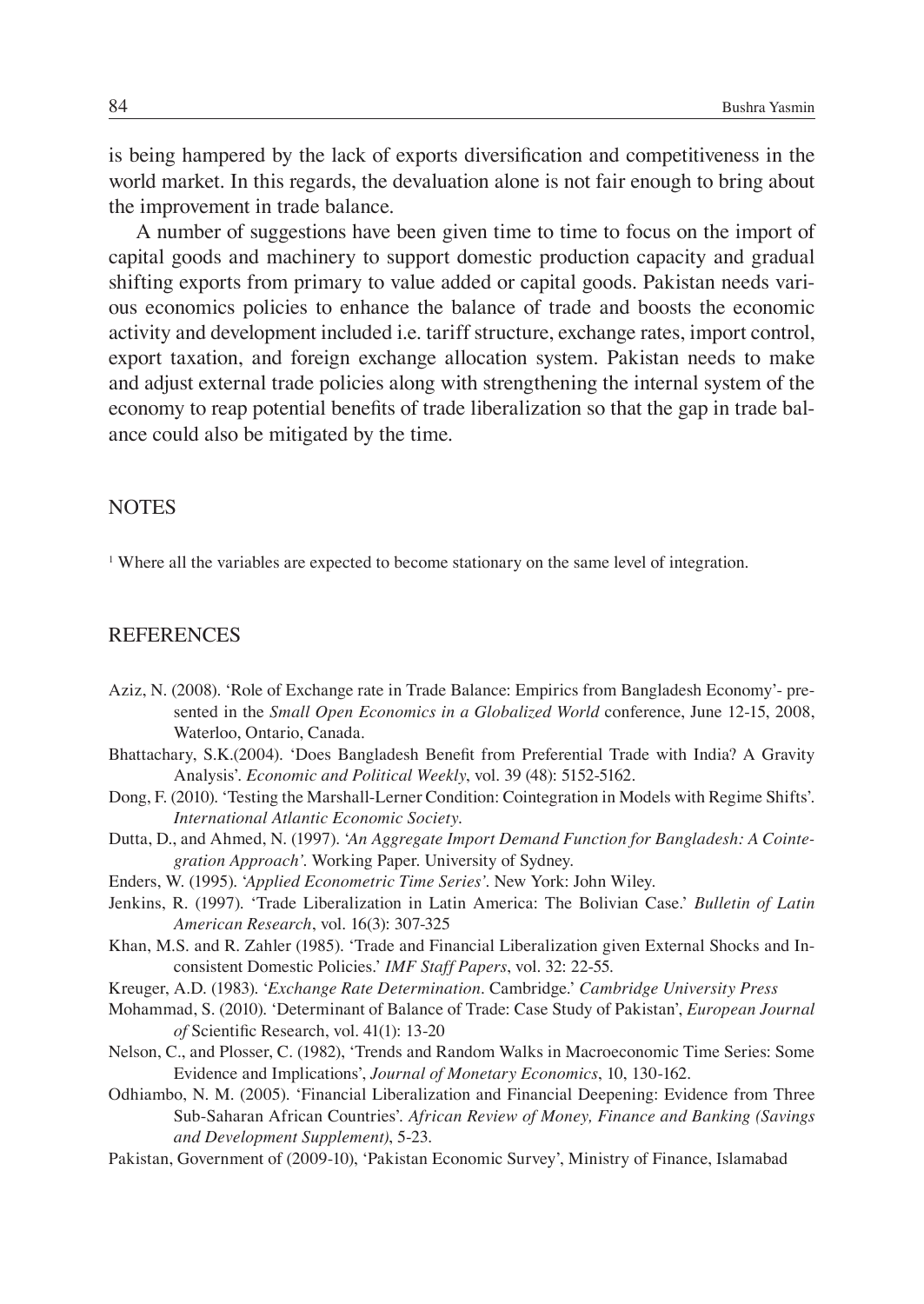is being hampered by the lack of exports diversification and competitiveness in the world market. In this regards, the devaluation alone is not fair enough to bring about the improvement in trade balance.

A number of suggestions have been given time to time to focus on the import of capital goods and machinery to support domestic production capacity and gradual shifting exports from primary to value added or capital goods. Pakistan needs various economics policies to enhance the balance of trade and boosts the economic activity and development included i.e. tariff structure, exchange rates, import control, export taxation, and foreign exchange allocation system. Pakistan needs to make and adjust external trade policies along with strengthening the internal system of the economy to reap potential benefits of trade liberalization so that the gap in trade balance could also be mitigated by the time.

## NOTES

[1] Where all the variables are expected to become stationary on the same level of integration.

## REFERENCES

Aziz, N. (2008). 'Role of Exchange rate in Trade Balance: Empirics from Bangladesh Economy'- presented in the *Small Open Economics in a Globalized World* conference, June 12-15, 2008, Waterloo, Ontario, Canada.

Bhattachary, S.K.(2004). 'Does Bangladesh Benefit from Preferential Trade with India? A Gravity Analysis'. *Economic and Political Weekly*, vol. 39 (48): 5152-5162.

Dong, F. (2010). 'Testing the Marshall-Lerner Condition: Cointegration in Models with Regime Shifts'. *International Atlantic Economic Society*.

Dutta, D., and Ahmed, N. (1997). '*An Aggregate Import Demand Function for Bangladesh: A Cointegration Approach'*. Working Paper. University of Sydney.

Enders, W. (1995). '*Applied Econometric Time Series'*. New York: John Wiley.

Jenkins, R. (1997). 'Trade Liberalization in Latin America: The Bolivian Case.' *Bulletin of Latin American Research*, vol. 16(3): 307-325

Khan, M.S. and R. Zahler (1985). 'Trade and Financial Liberalization given External Shocks and Inconsistent Domestic Policies.' *IMF Staff Papers*, vol. 32: 22-55.

Kreuger, A.D. (1983). '*Exchange Rate Determination*. Cambridge.' *Cambridge University Press*

Mohammad, S. (2010). 'Determinant of Balance of Trade: Case Study of Pakistan', *European Journal of* Scientific Research, vol. 41(1): 13-20

Nelson, C., and Plosser, C. (1982), 'Trends and Random Walks in Macroeconomic Time Series: Some Evidence and Implications', *Journal of Monetary Economics*, 10, 130-162.

Odhiambo, N. M. (2005). 'Financial Liberalization and Financial Deepening: Evidence from Three Sub-Saharan African Countries'. *African Review of Money, Finance and Banking (Savings and Development Supplement)*, 5-23.

Pakistan, Government of (2009-10), 'Pakistan Economic Survey', Ministry of Finance, Islamabad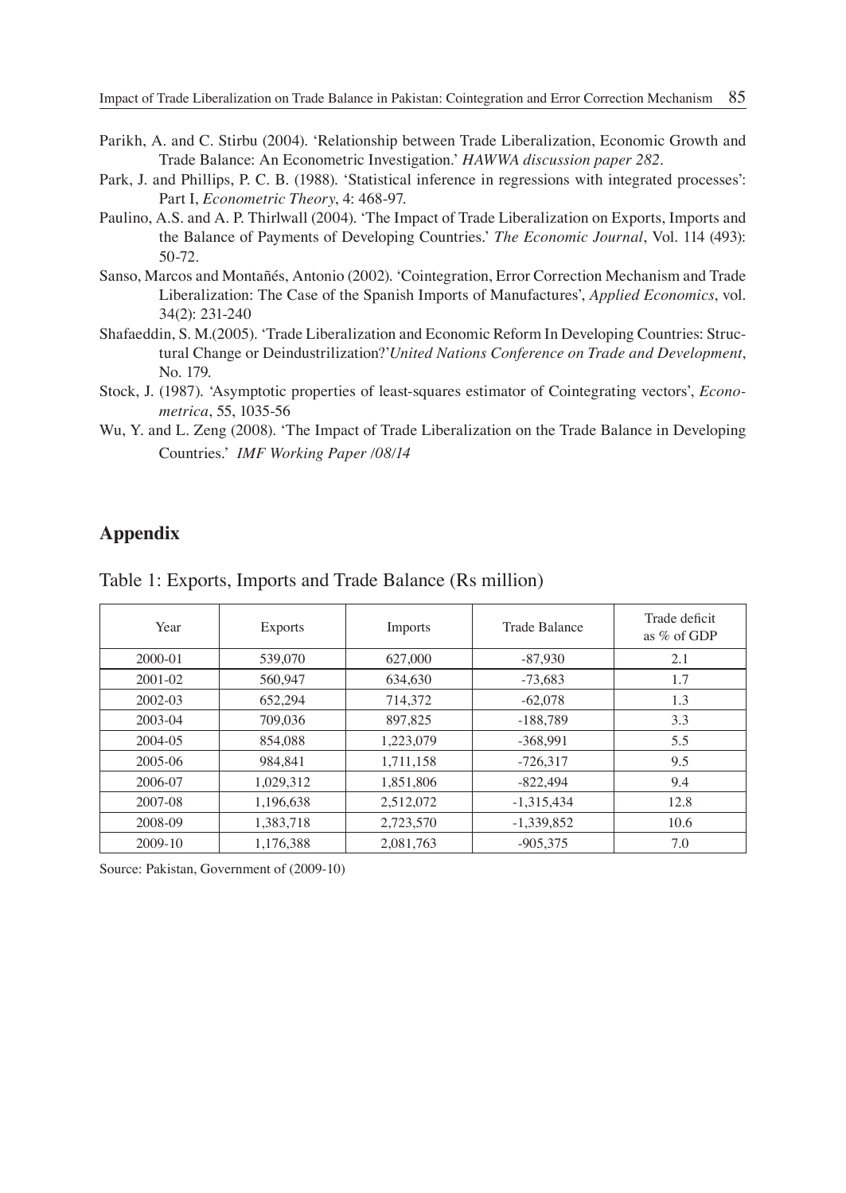Parikh, A. and C. Stirbu (2004). 'Relationship between Trade Liberalization, Economic Growth and Trade Balance: An Econometric Investigation.' *HAWWA discussion paper 282*.

Park, J. and Phillips, P. C. B. (1988). 'Statistical inference in regressions with integrated processes': Part I, *Econometric Theory*, 4: 468-97.

Paulino, A.S. and A. P. Thirlwall (2004). 'The Impact of Trade Liberalization on Exports, Imports and the Balance of Payments of Developing Countries.' *The Economic Journal*, Vol. 114 (493): 50-72.

Sanso, Marcos and Montañés, Antonio (2002). 'Cointegration, Error Correction Mechanism and Trade Liberalization: The Case of the Spanish Imports of Manufactures', *Applied Economics*, vol. 34(2): 231-240

Shafaeddin, S. M.(2005). 'Trade Liberalization and Economic Reform In Developing Countries: Structural Change or Deindustrilization?'*United Nations Conference on Trade and Development*, No. 179.

Stock, J. (1987). 'Asymptotic properties of least-squares estimator of Cointegrating vectors', *Econometrica*, 55, 1035-56

Wu, Y. and L. Zeng (2008). 'The Impact of Trade Liberalization on the Trade Balance in Developing Countries.' *IMF Working Paper /08/14*

## Appendix

Table 1: Exports, Imports and Trade Balance (Rs million)

| Year | Exports | Imports | Trade Balance | Trade deficit as % of GDP |
|---|---|---|---|---|
| 2000-01 | 539,070 | 627,000 | -87,930 | 2.1 |
| 2001-02 | 560,947 | 634,630 | -73,683 | 1.7 |
| 2002-03 | 652,294 | 714,372 | -62,078 | 1.3 |
| 2003-04 | 709,036 | 897,825 | -188,789 | 3.3 |
| 2004-05 | 854,088 | 1,223,079 | -368,991 | 5.5 |
| 2005-06 | 984,841 | 1,711,158 | -726,317 | 9.5 |
| 2006-07 | 1,029,312 | 1,851,806 | -822,494 | 9.4 |
| 2007-08 | 1,196,638 | 2,512,072 | -1,315,434 | 12.8 |
| 2008-09 | 1,383,718 | 2,723,570 | -1,339,852 | 10.6 |
| 2009-10 | 1,176,388 | 2,081,763 | -905,375 | 7.0 |

Source: Pakistan, Government of (2009-10)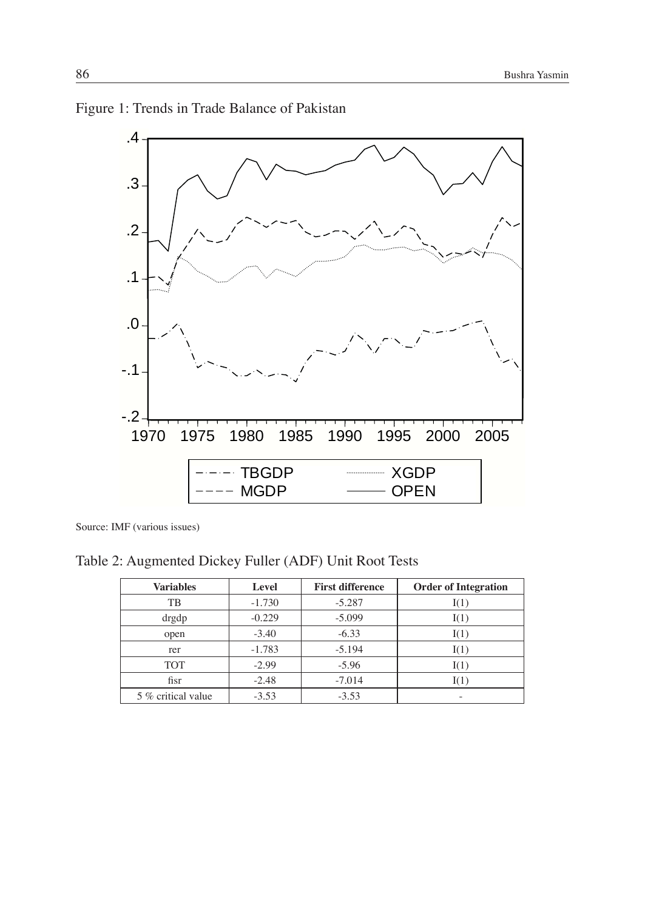Figure 1: Trends in Trade Balance of Pakistan

Source: IMF (various issues)

Table 2: Augmented Dickey Fuller (ADF) Unit Root Tests

| Variables | Level | First difference | Order of Integration |
|---|---|---|---|
| TB | -1.730 | -5.287 | I(1) |
| drgdp | -0.229 | -5.099 | I(1) |
| open | -3.40 | -6.33 | I(1) |
| rer | -1.783 | -5.194 | I(1) |
| TOT | -2.99 | -5.96 | I(1) |
| fisr | -2.48 | -7.014 | I(1) |
| 5 % critical value | -3.53 | -3.53 | - |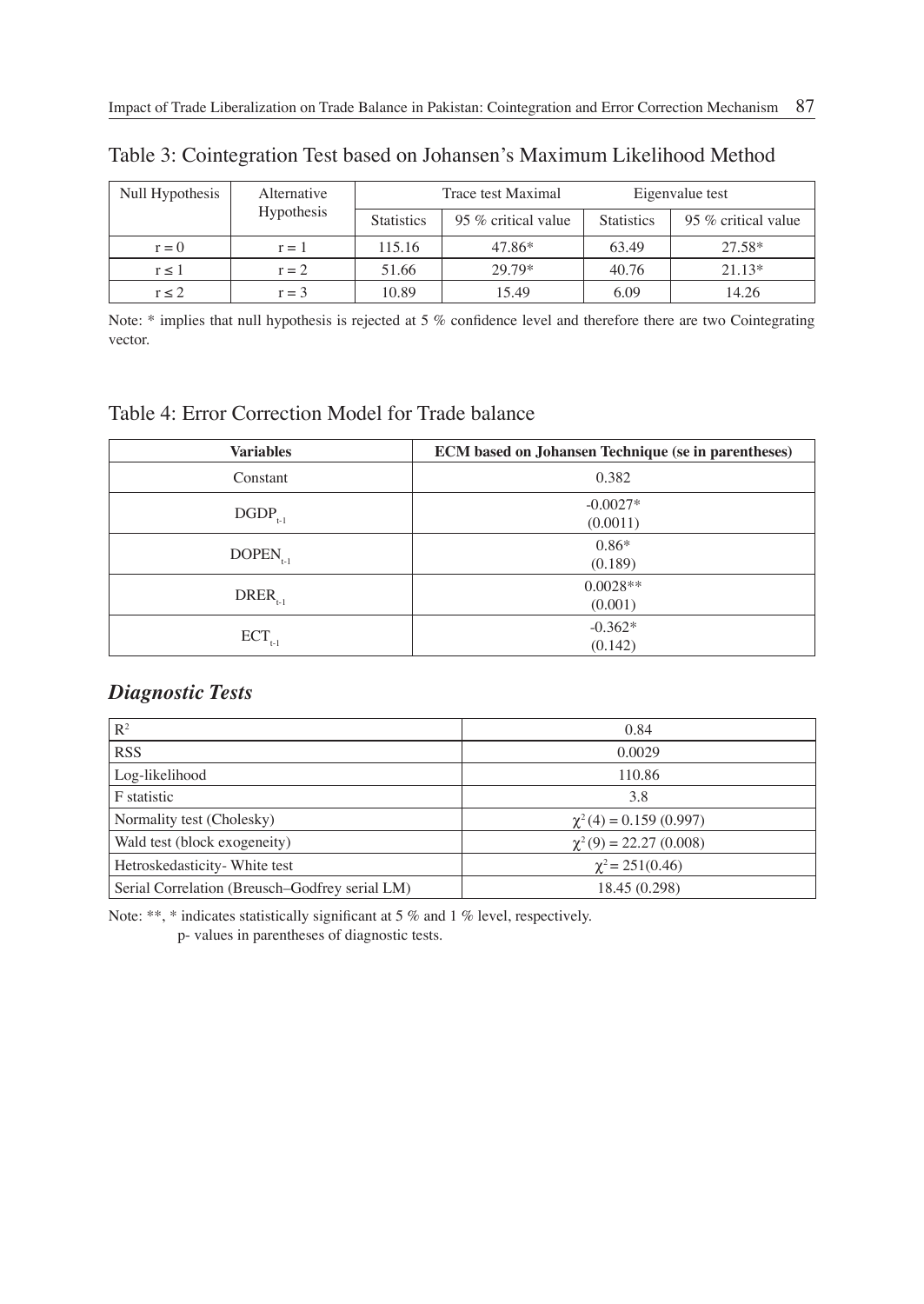Table 3: Cointegration Test based on Johansen's Maximum Likelihood Method

| Null Hypothesis | Alternative Hypothesis | Trace test Maximal | | Eigenvalue test | |
|---|---|---|---|---|---|
| | | Statistics | 95 % critical value | Statistics | 95 % critical value |
| r = 0 | r = 1 | 115.16 | 47.86* | 63.49 | 27.58* |
| r ≤ 1 | r = 2 | 51.66 | 29.79* | 40.76 | 21.13* |
| r ≤ 2 | r = 3 | 10.89 | 15.49 | 6.09 | 14.26 |

Note: * implies that null hypothesis is rejected at 5 % confidence level and therefore there are two Cointegrating vector.

Table 4: Error Correction Model for Trade balance

| **Variables** | **ECM based on Johansen Technique (se in parentheses)** |
|---|---|
| Constant | 0.382 |
| $DGDP_{t-1}$ | -0.0027* (0.0011) |
| $DOPEN_{t-1}$ | 0.86* (0.189) |
| $DRER_{t-1}$ | 0.0028** (0.001) |
| $ECT_{t-1}$ | -0.362* (0.142) |

### *Diagnostic Tests*

| | |
|---|---|
| $R^2$ | 0.84 |
| RSS | 0.0029 |
| Log-likelihood | 110.86 |
| F statistic | 3.8 |
| Normality test (Cholesky) | $\chi^2(4) = 0.159$ (0.997) |
| Wald test (block exogeneity) | $\chi^2(9) = 22.27$ (0.008) |
| Hetroskedasticity- White test | $\chi^2 = 251$(0.46) |
| Serial Correlation (Breusch–Godfrey serial LM) | 18.45 (0.298) |

Note: **, * indicates statistically significant at 5 % and 1 % level, respectively.
p- values in parentheses of diagnostic tests.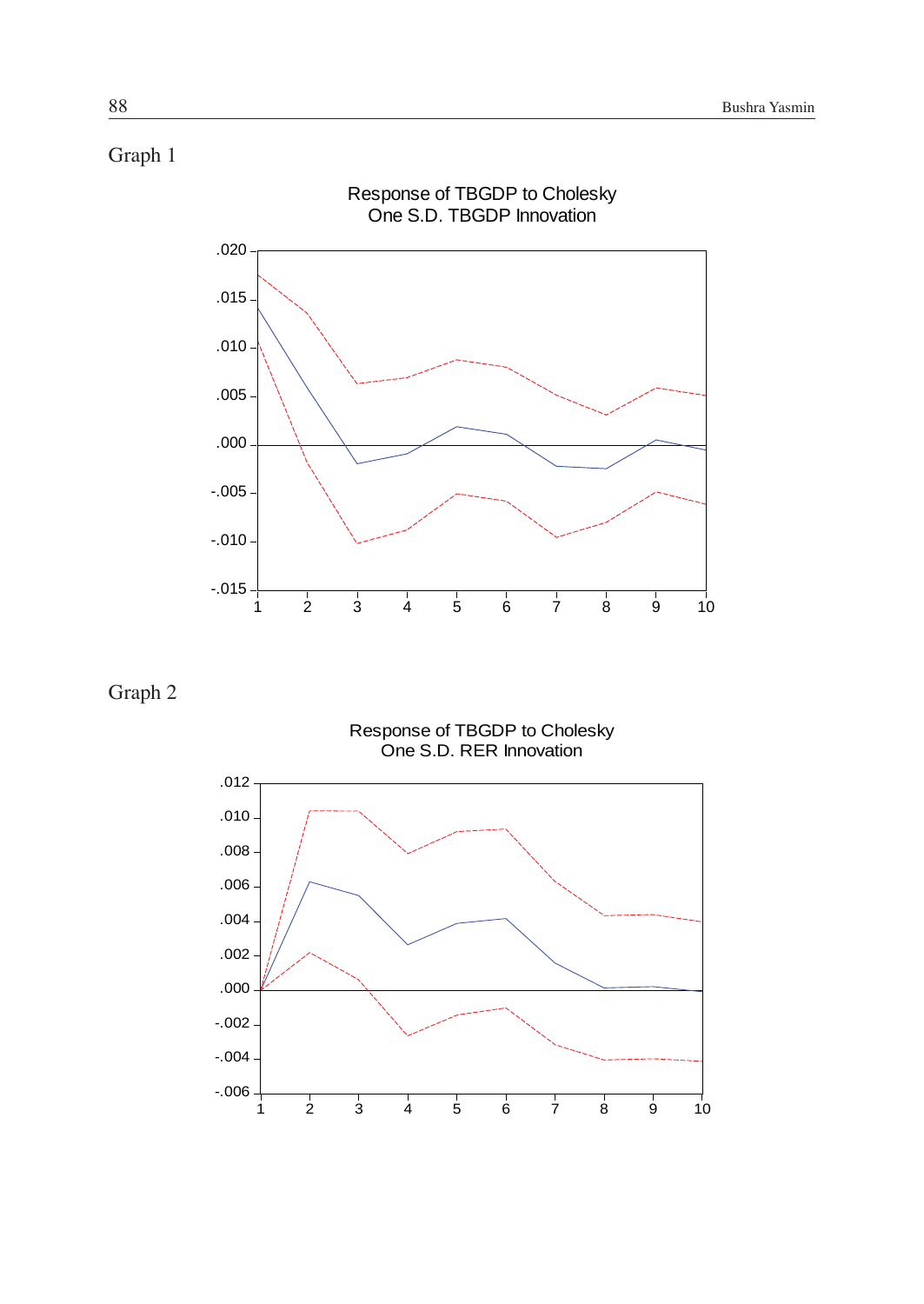Graph 1

Response of TBGDP to Cholesky
One S.D. TBGDP Innovation

.020
.015
.010
.005
.000
-.005
-.010
-.015

1 2 3 4 5 6 7 8 9 10

Graph 2

Response of TBGDP to Cholesky
One S.D. RER Innovation

.012
.010
.008
.006
.004
.002
.000
-.002
-.004
-.006

1 2 3 4 5 6 7 8 9 10